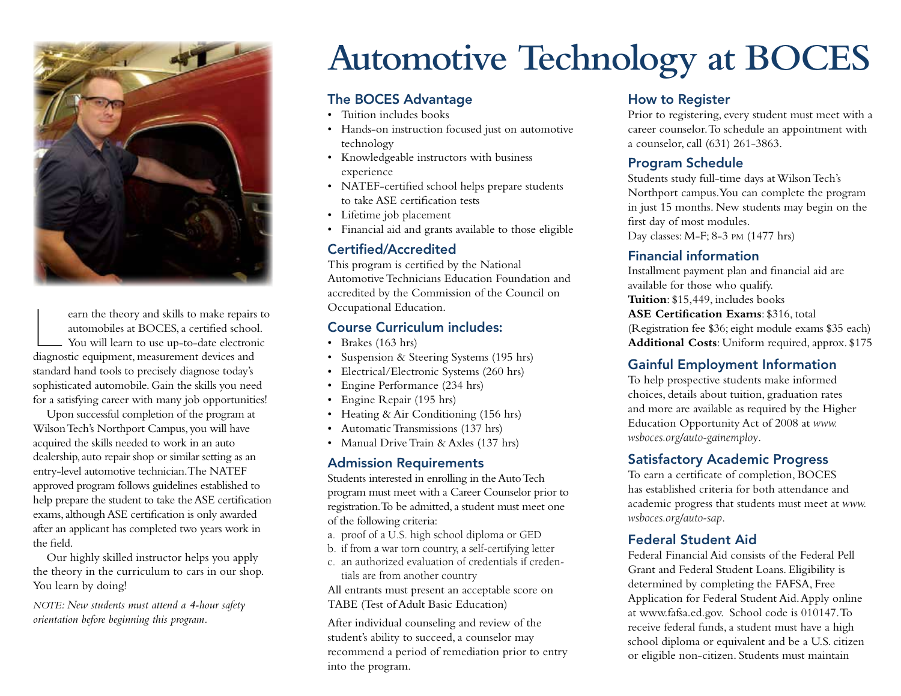# Automotive Technology at BOCES

Learn the theory and skills to make repairs to automobiles at BOCES, a certified school. You will learn to use up-to-date electronic diagnostic equipment, measurement devices and standard hand tools to precisely diagnose today's sophisticated automobile. Gain the skills you need for a satisfying career with many job opportunities!

Upon successful completion of the program at Wilson Tech's Northport Campus, you will have acquired the skills needed to work in an auto dealership, auto repair shop or similar setting as an entry-level automotive technician. The NATEF approved program follows guidelines established to help prepare the student to take the ASE certification exams, although ASE certification is only awarded after an applicant has completed two years work in the field.

Our highly skilled instructor helps you apply the theory in the curriculum to cars in our shop. You learn by doing!

*NOTE: New students must attend a 4-hour safety orientation before beginning this program.*

## The BOCES Advantage

- Tuition includes books
- Hands-on instruction focused just on automotive technology
- Knowledgeable instructors with business experience
- NATEF-certified school helps prepare students to take ASE certification tests
- Lifetime job placement
- Financial aid and grants available to those eligible

## Certified/Accredited

This program is certified by the National Automotive Technicians Education Foundation and accredited by the Commission of the Council on Occupational Education.

## Course Curriculum includes:

- Brakes (163 hrs)
- Suspension & Steering Systems (195 hrs)
- Electrical/Electronic Systems (260 hrs)
- Engine Performance (234 hrs)
- Engine Repair (195 hrs)
- Heating & Air Conditioning (156 hrs)
- Automatic Transmissions (137 hrs)
- Manual Drive Train & Axles (137 hrs)

## Admission Requirements

Students interested in enrolling in the Auto Tech program must meet with a Career Counselor prior to registration. To be admitted, a student must meet one of the following criteria:

a. proof of a U.S. high school diploma or GED
b. if from a war torn country, a self-certifying letter
c. an authorized evaluation of credentials if credentials are from another country

All entrants must present an acceptable score on TABE (Test of Adult Basic Education)

After individual counseling and review of the student's ability to succeed, a counselor may recommend a period of remediation prior to entry into the program.

## How to Register

Prior to registering, every student must meet with a career counselor. To schedule an appointment with a counselor, call (631) 261-3863.

## Program Schedule

Students study full-time days at Wilson Tech's Northport campus. You can complete the program in just 15 months. New students may begin on the first day of most modules.
Day classes: M-F; 8-3 PM (1477 hrs)

## Financial information

Installment payment plan and financial aid are available for those who qualify.
**Tuition**: $15,449, includes books
**ASE Certification Exams**: $316, total (Registration fee $36; eight module exams $35 each)
**Additional Costs**: Uniform required, approx. $175

## Gainful Employment Information

To help prospective students make informed choices, details about tuition, graduation rates and more are available as required by the Higher Education Opportunity Act of 2008 at *www.wsboces.org/auto-gainemploy*.

## Satisfactory Academic Progress

To earn a certificate of completion, BOCES has established criteria for both attendance and academic progress that students must meet at *www.wsboces.org/auto-sap*.

## Federal Student Aid

Federal Financial Aid consists of the Federal Pell Grant and Federal Student Loans. Eligibility is determined by completing the FAFSA, Free Application for Federal Student Aid. Apply online at www.fafsa.ed.gov. School code is 010147. To receive federal funds, a student must have a high school diploma or equivalent and be a U.S. citizen or eligible non-citizen. Students must maintain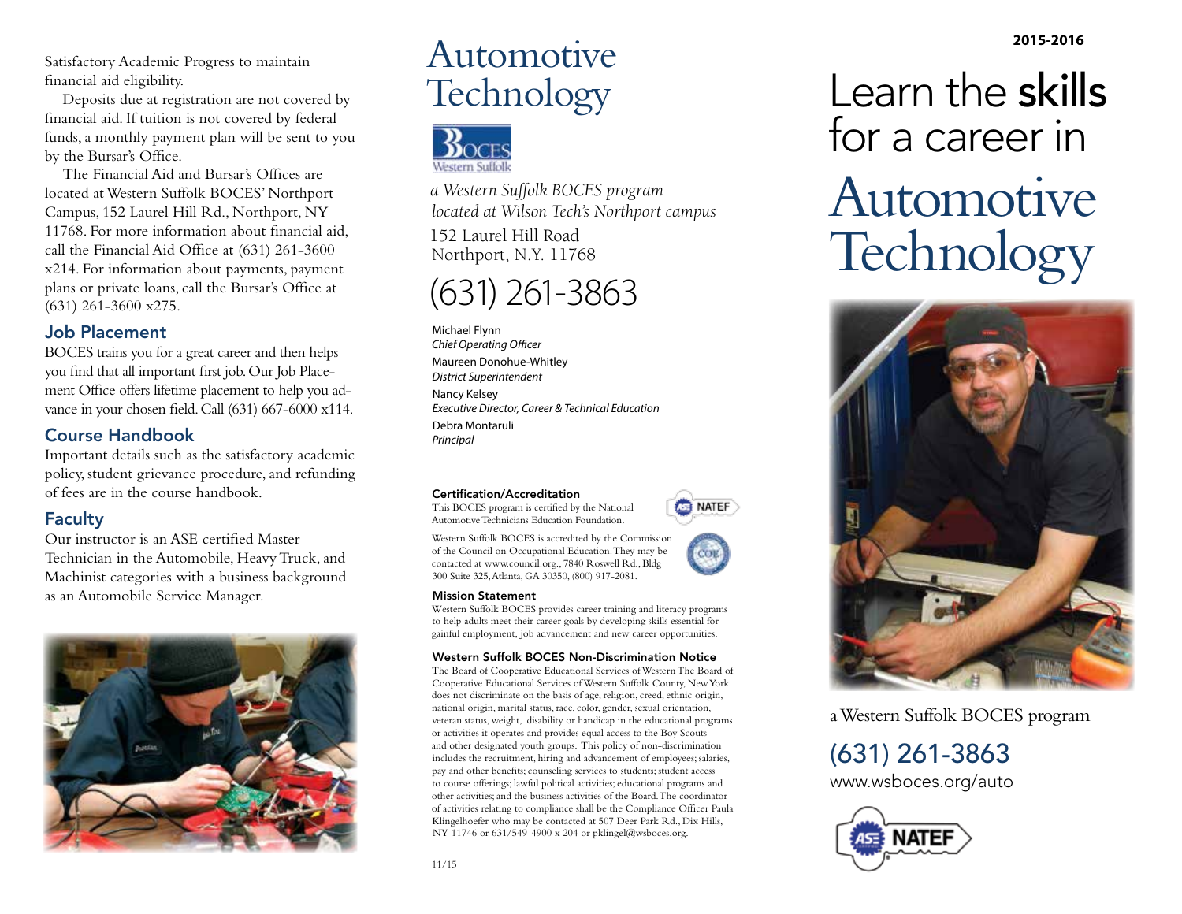Satisfactory Academic Progress to maintain financial aid eligibility.

Deposits due at registration are not covered by financial aid. If tuition is not covered by federal funds, a monthly payment plan will be sent to you by the Bursar's Office.

The Financial Aid and Bursar's Offices are located at Western Suffolk BOCES' Northport Campus, 152 Laurel Hill Rd., Northport, NY 11768. For more information about financial aid, call the Financial Aid Office at (631) 261-3600 x214. For information about payments, payment plans or private loans, call the Bursar's Office at (631) 261-3600 x275.

### Job Placement

BOCES trains you for a great career and then helps you find that all important first job. Our Job Placement Office offers lifetime placement to help you advance in your chosen field. Call (631) 667-6000 x114.

### Course Handbook

Important details such as the satisfactory academic policy, student grievance procedure, and refunding of fees are in the course handbook.

### Faculty

Our instructor is an ASE certified Master Technician in the Automobile, Heavy Truck, and Machinist categories with a business background as an Automobile Service Manager.

# Automotive Technology

BOCES Western Suffolk

*a Western Suffolk BOCES program located at Wilson Tech's Northport campus*

152 Laurel Hill Road
Northport, N.Y. 11768

## (631) 261-3863

Michael Flynn
*Chief Operating Officer*

Maureen Donohue-Whitley
*District Superintendent*

Nancy Kelsey
*Executive Director, Career & Technical Education*

Debra Montaruli
*Principal*

#### Certification/Accreditation

This BOCES program is certified by the National Automotive Technicians Education Foundation.

NATEF

Western Suffolk BOCES is accredited by the Commission of the Council on Occupational Education. They may be contacted at www.council.org., 7840 Roswell Rd., Bldg 300 Suite 325, Atlanta, GA 30350, (800) 917-2081.

COE

#### Mission Statement

Western Suffolk BOCES provides career training and literacy programs to help adults meet their career goals by developing skills essential for gainful employment, job advancement and new career opportunities.

#### Western Suffolk BOCES Non-Discrimination Notice

The Board of Cooperative Educational Services of Western The Board of Cooperative Educational Services of Western Suffolk County, New York does not discriminate on the basis of age, religion, creed, ethnic origin, national origin, marital status, race, color, gender, sexual orientation, veteran status, weight, disability or handicap in the educational programs or activities it operates and provides equal access to the Boy Scouts and other designated youth groups. This policy of non-discrimination includes the recruitment, hiring and advancement of employees; salaries, pay and other benefits; counseling services to students; student access to course offerings; lawful political activities; educational programs and other activities; and the business activities of the Board. The coordinator of activities relating to compliance shall be the Compliance Officer Paula Klingelhoefer who may be contacted at 507 Deer Park Rd., Dix Hills, NY 11746 or 631/549-4900 x 204 or pklingel@wsboces.org.

11/15

**2015-2016**

# Learn the **skills** for a career in Automotive Technology

a Western Suffolk BOCES program

## (631) 261-3863

www.wsboces.org/auto

ASE NATEF